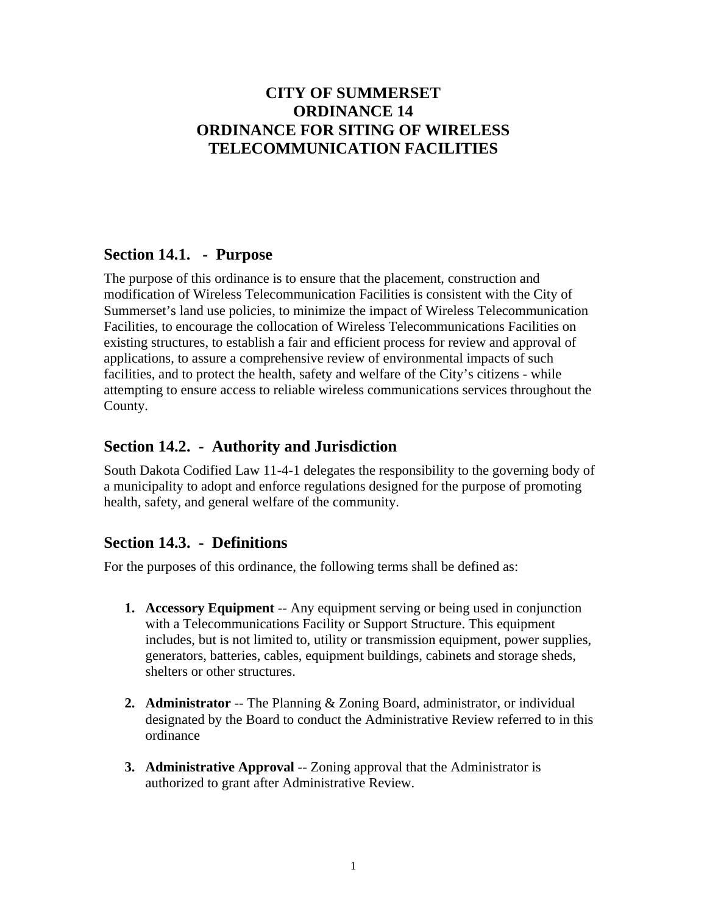# CITY OF SUMMERSET
# ORDINANCE 14
# ORDINANCE FOR SITING OF WIRELESS TELECOMMUNICATION FACILITIES

## Section 14.1. - Purpose

The purpose of this ordinance is to ensure that the placement, construction and modification of Wireless Telecommunication Facilities is consistent with the City of Summerset's land use policies, to minimize the impact of Wireless Telecommunication Facilities, to encourage the collocation of Wireless Telecommunications Facilities on existing structures, to establish a fair and efficient process for review and approval of applications, to assure a comprehensive review of environmental impacts of such facilities, and to protect the health, safety and welfare of the City's citizens - while attempting to ensure access to reliable wireless communications services throughout the County.

## Section 14.2. - Authority and Jurisdiction

South Dakota Codified Law 11-4-1 delegates the responsibility to the governing body of a municipality to adopt and enforce regulations designed for the purpose of promoting health, safety, and general welfare of the community.

## Section 14.3. - Definitions

For the purposes of this ordinance, the following terms shall be defined as:

1. **Accessory Equipment** -- Any equipment serving or being used in conjunction with a Telecommunications Facility or Support Structure. This equipment includes, but is not limited to, utility or transmission equipment, power supplies, generators, batteries, cables, equipment buildings, cabinets and storage sheds, shelters or other structures.

2. **Administrator** -- The Planning & Zoning Board, administrator, or individual designated by the Board to conduct the Administrative Review referred to in this ordinance

3. **Administrative Approval** -- Zoning approval that the Administrator is authorized to grant after Administrative Review.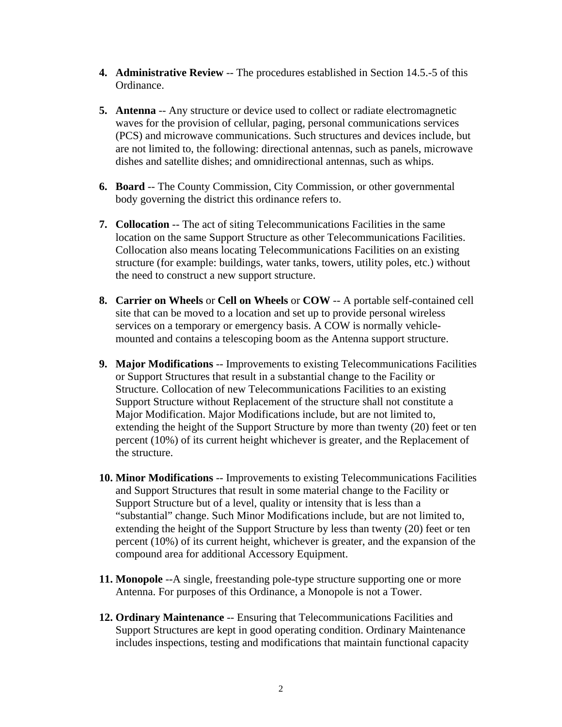4. **Administrative Review** -- The procedures established in Section 14.5.-5 of this Ordinance.

5. **Antenna** -- Any structure or device used to collect or radiate electromagnetic waves for the provision of cellular, paging, personal communications services (PCS) and microwave communications. Such structures and devices include, but are not limited to, the following: directional antennas, such as panels, microwave dishes and satellite dishes; and omnidirectional antennas, such as whips.

6. **Board** -- The County Commission, City Commission, or other governmental body governing the district this ordinance refers to.

7. **Collocation** -- The act of siting Telecommunications Facilities in the same location on the same Support Structure as other Telecommunications Facilities. Collocation also means locating Telecommunications Facilities on an existing structure (for example: buildings, water tanks, towers, utility poles, etc.) without the need to construct a new support structure.

8. **Carrier on Wheels** or **Cell on Wheels** or **COW** -- A portable self-contained cell site that can be moved to a location and set up to provide personal wireless services on a temporary or emergency basis. A COW is normally vehicle-mounted and contains a telescoping boom as the Antenna support structure.

9. **Major Modifications** -- Improvements to existing Telecommunications Facilities or Support Structures that result in a substantial change to the Facility or Structure. Collocation of new Telecommunications Facilities to an existing Support Structure without Replacement of the structure shall not constitute a Major Modification. Major Modifications include, but are not limited to, extending the height of the Support Structure by more than twenty (20) feet or ten percent (10%) of its current height whichever is greater, and the Replacement of the structure.

10. **Minor Modifications** -- Improvements to existing Telecommunications Facilities and Support Structures that result in some material change to the Facility or Support Structure but of a level, quality or intensity that is less than a "substantial" change. Such Minor Modifications include, but are not limited to, extending the height of the Support Structure by less than twenty (20) feet or ten percent (10%) of its current height, whichever is greater, and the expansion of the compound area for additional Accessory Equipment.

11. **Monopole** --A single, freestanding pole-type structure supporting one or more Antenna. For purposes of this Ordinance, a Monopole is not a Tower.

12. **Ordinary Maintenance** -- Ensuring that Telecommunications Facilities and Support Structures are kept in good operating condition. Ordinary Maintenance includes inspections, testing and modifications that maintain functional capacity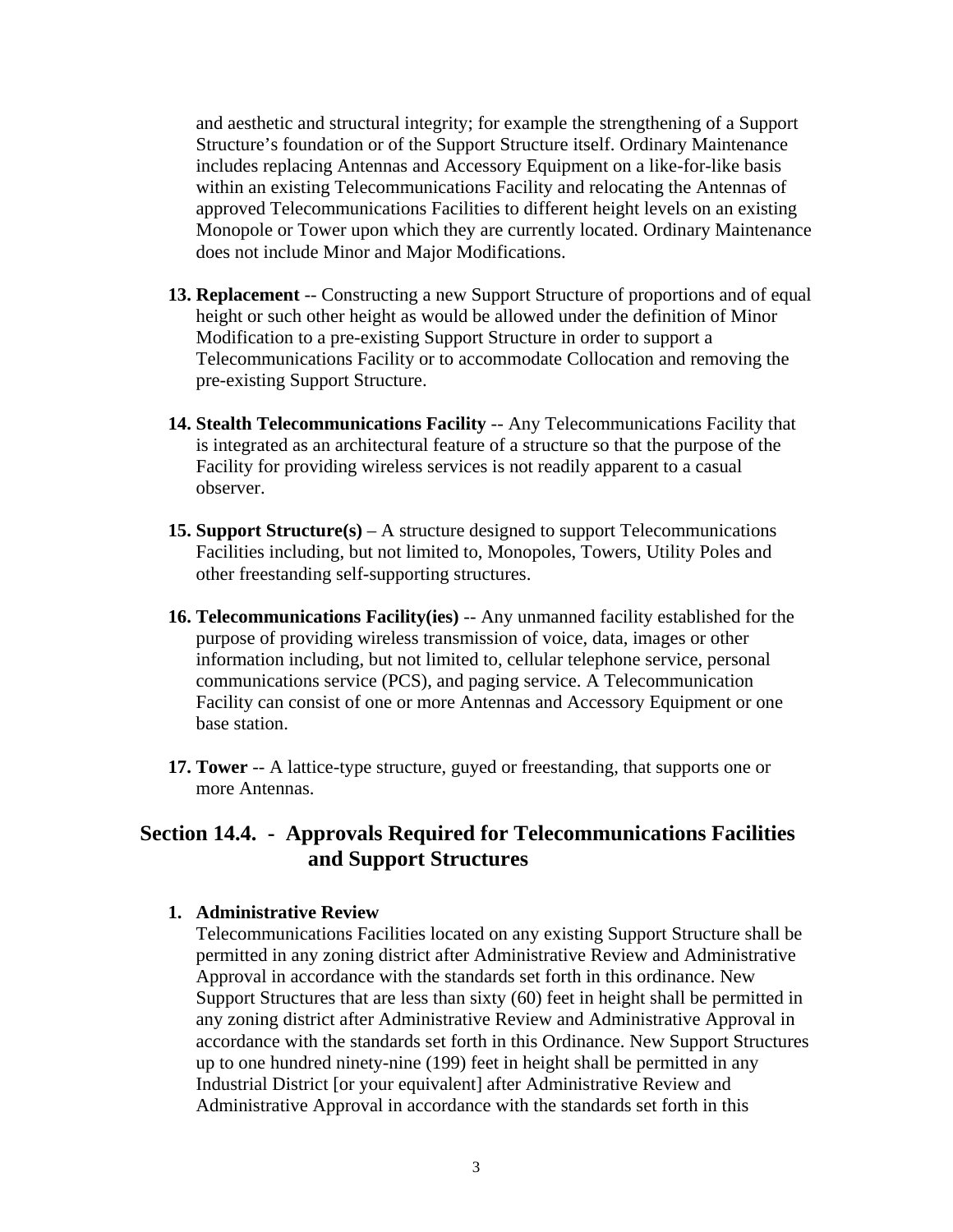and aesthetic and structural integrity; for example the strengthening of a Support Structure's foundation or of the Support Structure itself. Ordinary Maintenance includes replacing Antennas and Accessory Equipment on a like-for-like basis within an existing Telecommunications Facility and relocating the Antennas of approved Telecommunications Facilities to different height levels on an existing Monopole or Tower upon which they are currently located. Ordinary Maintenance does not include Minor and Major Modifications.

13. **Replacement** -- Constructing a new Support Structure of proportions and of equal height or such other height as would be allowed under the definition of Minor Modification to a pre-existing Support Structure in order to support a Telecommunications Facility or to accommodate Collocation and removing the pre-existing Support Structure.

14. **Stealth Telecommunications Facility** -- Any Telecommunications Facility that is integrated as an architectural feature of a structure so that the purpose of the Facility for providing wireless services is not readily apparent to a casual observer.

15. **Support Structure(s)** – A structure designed to support Telecommunications Facilities including, but not limited to, Monopoles, Towers, Utility Poles and other freestanding self-supporting structures.

16. **Telecommunications Facility(ies)** -- Any unmanned facility established for the purpose of providing wireless transmission of voice, data, images or other information including, but not limited to, cellular telephone service, personal communications service (PCS), and paging service. A Telecommunication Facility can consist of one or more Antennas and Accessory Equipment or one base station.

17. **Tower** -- A lattice-type structure, guyed or freestanding, that supports one or more Antennas.

## Section 14.4. - Approvals Required for Telecommunications Facilities and Support Structures

1. **Administrative Review**
   Telecommunications Facilities located on any existing Support Structure shall be permitted in any zoning district after Administrative Review and Administrative Approval in accordance with the standards set forth in this ordinance. New Support Structures that are less than sixty (60) feet in height shall be permitted in any zoning district after Administrative Review and Administrative Approval in accordance with the standards set forth in this Ordinance. New Support Structures up to one hundred ninety-nine (199) feet in height shall be permitted in any Industrial District [or your equivalent] after Administrative Review and Administrative Approval in accordance with the standards set forth in this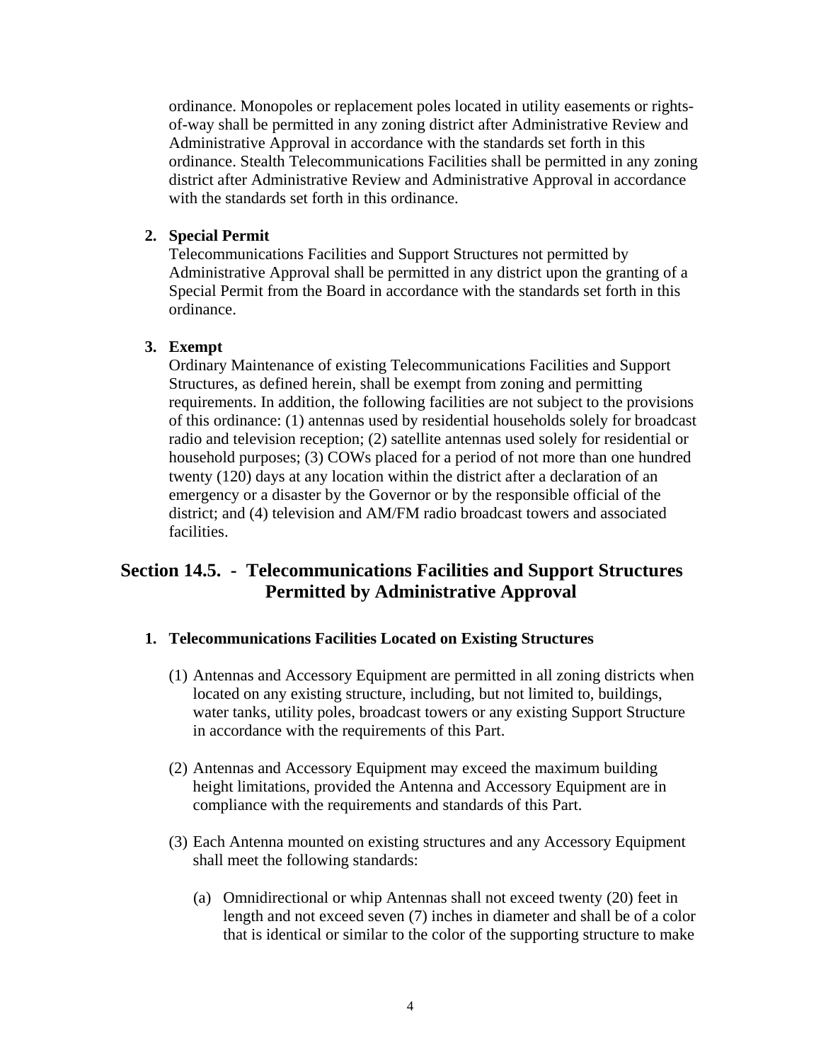ordinance. Monopoles or replacement poles located in utility easements or rights-of-way shall be permitted in any zoning district after Administrative Review and Administrative Approval in accordance with the standards set forth in this ordinance. Stealth Telecommunications Facilities shall be permitted in any zoning district after Administrative Review and Administrative Approval in accordance with the standards set forth in this ordinance.

**2. Special Permit**

Telecommunications Facilities and Support Structures not permitted by Administrative Approval shall be permitted in any district upon the granting of a Special Permit from the Board in accordance with the standards set forth in this ordinance.

**3. Exempt**

Ordinary Maintenance of existing Telecommunications Facilities and Support Structures, as defined herein, shall be exempt from zoning and permitting requirements. In addition, the following facilities are not subject to the provisions of this ordinance: (1) antennas used by residential households solely for broadcast radio and television reception; (2) satellite antennas used solely for residential or household purposes; (3) COWs placed for a period of not more than one hundred twenty (120) days at any location within the district after a declaration of an emergency or a disaster by the Governor or by the responsible official of the district; and (4) television and AM/FM radio broadcast towers and associated facilities.

## Section 14.5. - Telecommunications Facilities and Support Structures Permitted by Administrative Approval

**1. Telecommunications Facilities Located on Existing Structures**

(1) Antennas and Accessory Equipment are permitted in all zoning districts when located on any existing structure, including, but not limited to, buildings, water tanks, utility poles, broadcast towers or any existing Support Structure in accordance with the requirements of this Part.

(2) Antennas and Accessory Equipment may exceed the maximum building height limitations, provided the Antenna and Accessory Equipment are in compliance with the requirements and standards of this Part.

(3) Each Antenna mounted on existing structures and any Accessory Equipment shall meet the following standards:

(a) Omnidirectional or whip Antennas shall not exceed twenty (20) feet in length and not exceed seven (7) inches in diameter and shall be of a color that is identical or similar to the color of the supporting structure to make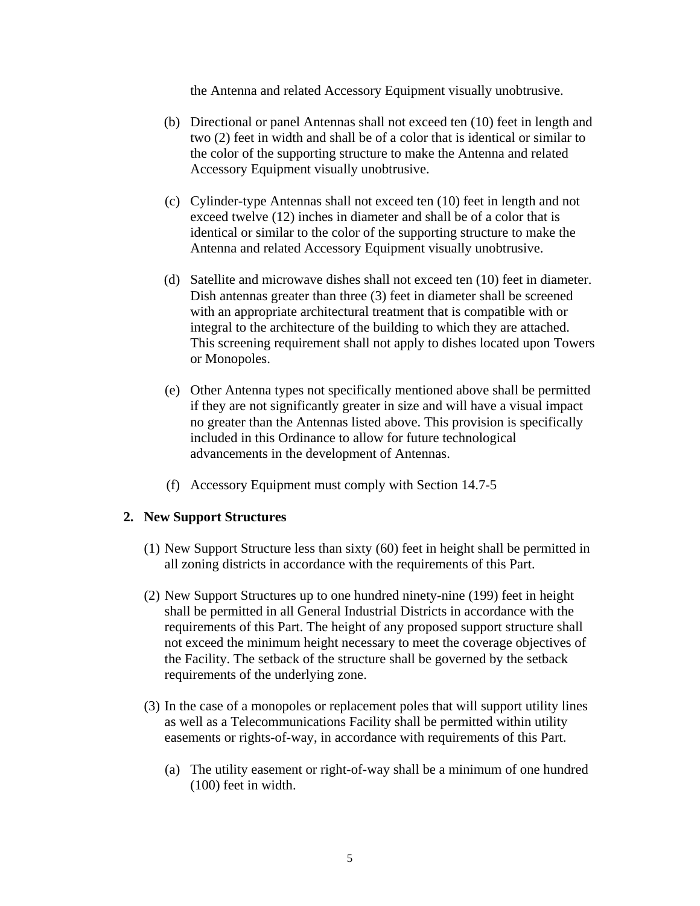the Antenna and related Accessory Equipment visually unobtrusive.

(b) Directional or panel Antennas shall not exceed ten (10) feet in length and two (2) feet in width and shall be of a color that is identical or similar to the color of the supporting structure to make the Antenna and related Accessory Equipment visually unobtrusive.

(c) Cylinder-type Antennas shall not exceed ten (10) feet in length and not exceed twelve (12) inches in diameter and shall be of a color that is identical or similar to the color of the supporting structure to make the Antenna and related Accessory Equipment visually unobtrusive.

(d) Satellite and microwave dishes shall not exceed ten (10) feet in diameter. Dish antennas greater than three (3) feet in diameter shall be screened with an appropriate architectural treatment that is compatible with or integral to the architecture of the building to which they are attached. This screening requirement shall not apply to dishes located upon Towers or Monopoles.

(e) Other Antenna types not specifically mentioned above shall be permitted if they are not significantly greater in size and will have a visual impact no greater than the Antennas listed above. This provision is specifically included in this Ordinance to allow for future technological advancements in the development of Antennas.

(f) Accessory Equipment must comply with Section 14.7-5

**2. New Support Structures**

(1) New Support Structure less than sixty (60) feet in height shall be permitted in all zoning districts in accordance with the requirements of this Part.

(2) New Support Structures up to one hundred ninety-nine (199) feet in height shall be permitted in all General Industrial Districts in accordance with the requirements of this Part. The height of any proposed support structure shall not exceed the minimum height necessary to meet the coverage objectives of the Facility. The setback of the structure shall be governed by the setback requirements of the underlying zone.

(3) In the case of a monopoles or replacement poles that will support utility lines as well as a Telecommunications Facility shall be permitted within utility easements or rights-of-way, in accordance with requirements of this Part.

(a) The utility easement or right-of-way shall be a minimum of one hundred (100) feet in width.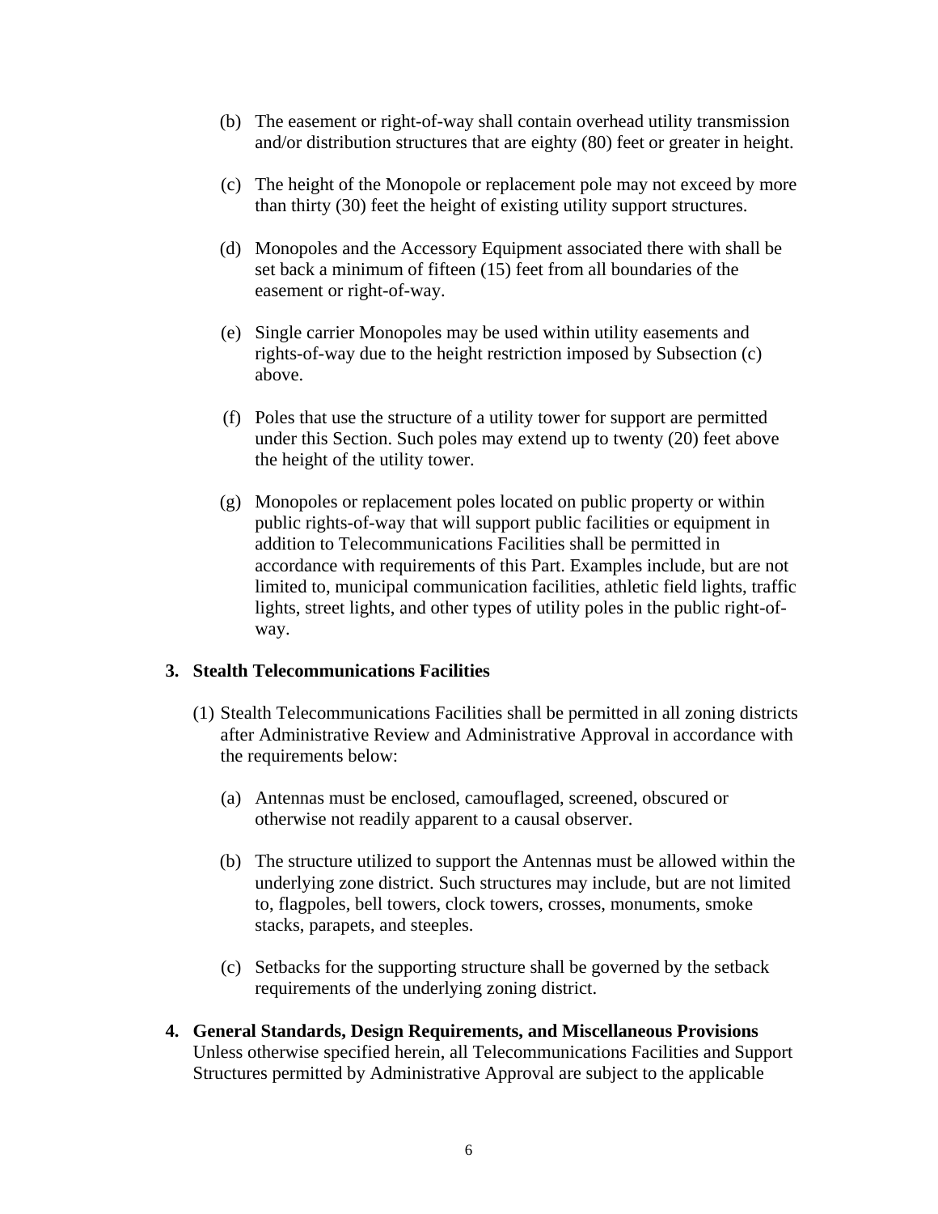(b) The easement or right-of-way shall contain overhead utility transmission and/or distribution structures that are eighty (80) feet or greater in height.

(c) The height of the Monopole or replacement pole may not exceed by more than thirty (30) feet the height of existing utility support structures.

(d) Monopoles and the Accessory Equipment associated there with shall be set back a minimum of fifteen (15) feet from all boundaries of the easement or right-of-way.

(e) Single carrier Monopoles may be used within utility easements and rights-of-way due to the height restriction imposed by Subsection (c) above.

(f) Poles that use the structure of a utility tower for support are permitted under this Section. Such poles may extend up to twenty (20) feet above the height of the utility tower.

(g) Monopoles or replacement poles located on public property or within public rights-of-way that will support public facilities or equipment in addition to Telecommunications Facilities shall be permitted in accordance with requirements of this Part. Examples include, but are not limited to, municipal communication facilities, athletic field lights, traffic lights, street lights, and other types of utility poles in the public right-of-way.

**3. Stealth Telecommunications Facilities**

(1) Stealth Telecommunications Facilities shall be permitted in all zoning districts after Administrative Review and Administrative Approval in accordance with the requirements below:

(a) Antennas must be enclosed, camouflaged, screened, obscured or otherwise not readily apparent to a causal observer.

(b) The structure utilized to support the Antennas must be allowed within the underlying zone district. Such structures may include, but are not limited to, flagpoles, bell towers, clock towers, crosses, monuments, smoke stacks, parapets, and steeples.

(c) Setbacks for the supporting structure shall be governed by the setback requirements of the underlying zoning district.

**4. General Standards, Design Requirements, and Miscellaneous Provisions**

Unless otherwise specified herein, all Telecommunications Facilities and Support Structures permitted by Administrative Approval are subject to the applicable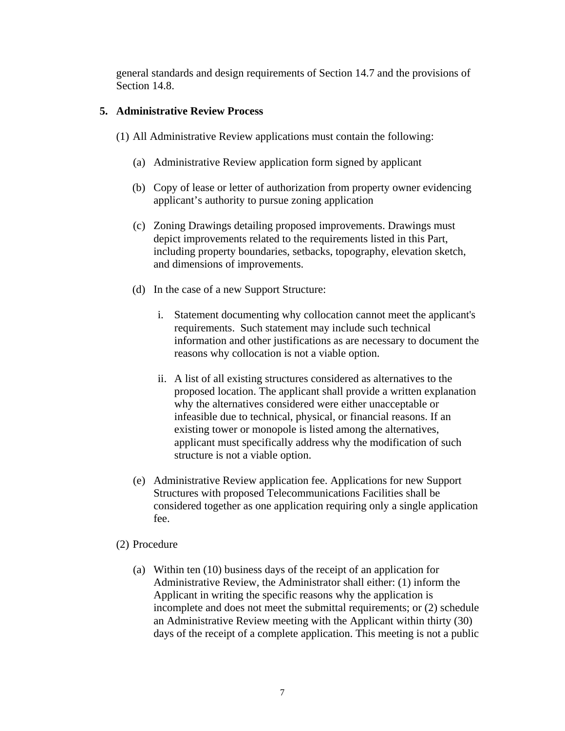general standards and design requirements of Section 14.7 and the provisions of Section 14.8.

**5. Administrative Review Process**

(1) All Administrative Review applications must contain the following:

(a) Administrative Review application form signed by applicant

(b) Copy of lease or letter of authorization from property owner evidencing applicant's authority to pursue zoning application

(c) Zoning Drawings detailing proposed improvements. Drawings must depict improvements related to the requirements listed in this Part, including property boundaries, setbacks, topography, elevation sketch, and dimensions of improvements.

(d) In the case of a new Support Structure:

i. Statement documenting why collocation cannot meet the applicant's requirements. Such statement may include such technical information and other justifications as are necessary to document the reasons why collocation is not a viable option.

ii. A list of all existing structures considered as alternatives to the proposed location. The applicant shall provide a written explanation why the alternatives considered were either unacceptable or infeasible due to technical, physical, or financial reasons. If an existing tower or monopole is listed among the alternatives, applicant must specifically address why the modification of such structure is not a viable option.

(e) Administrative Review application fee. Applications for new Support Structures with proposed Telecommunications Facilities shall be considered together as one application requiring only a single application fee.

(2) Procedure

(a) Within ten (10) business days of the receipt of an application for Administrative Review, the Administrator shall either: (1) inform the Applicant in writing the specific reasons why the application is incomplete and does not meet the submittal requirements; or (2) schedule an Administrative Review meeting with the Applicant within thirty (30) days of the receipt of a complete application. This meeting is not a public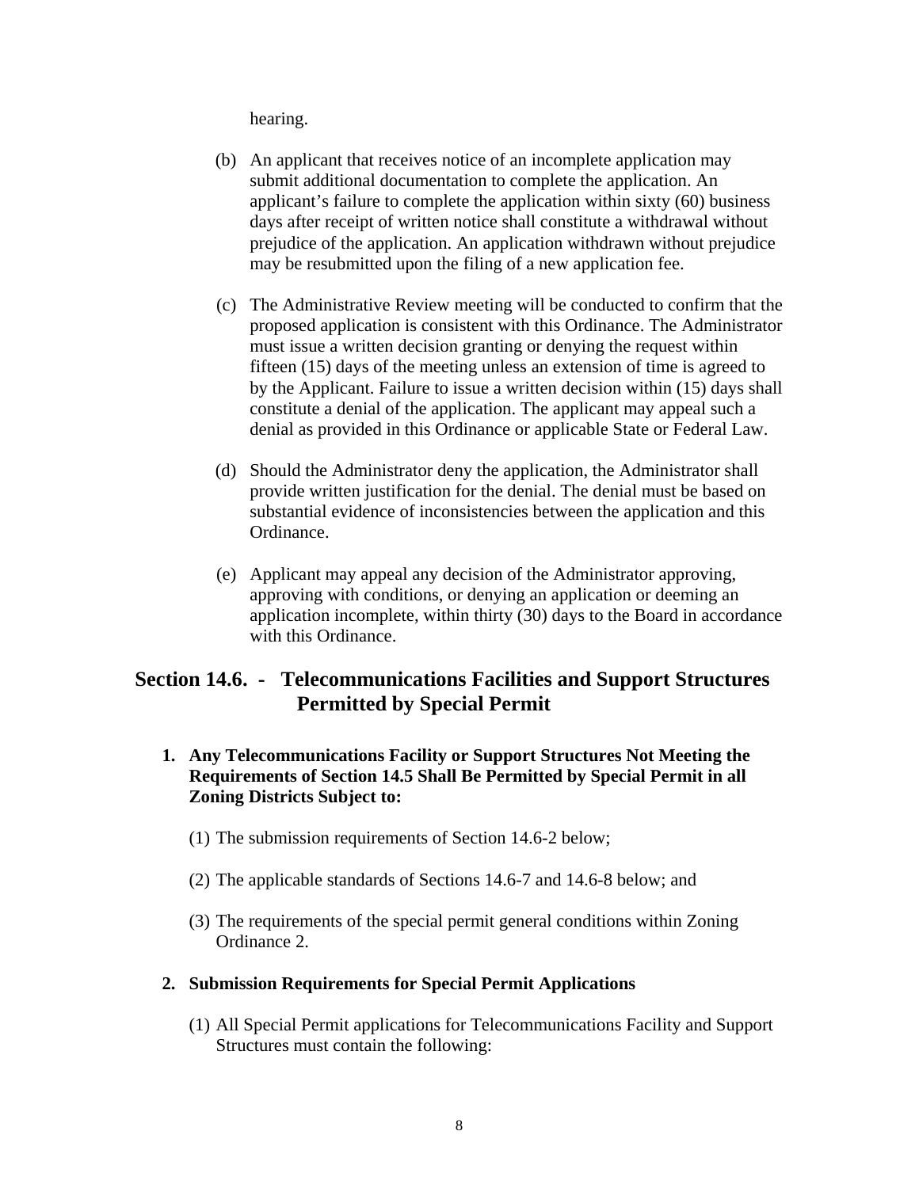hearing.

(b) An applicant that receives notice of an incomplete application may submit additional documentation to complete the application. An applicant's failure to complete the application within sixty (60) business days after receipt of written notice shall constitute a withdrawal without prejudice of the application. An application withdrawn without prejudice may be resubmitted upon the filing of a new application fee.

(c) The Administrative Review meeting will be conducted to confirm that the proposed application is consistent with this Ordinance. The Administrator must issue a written decision granting or denying the request within fifteen (15) days of the meeting unless an extension of time is agreed to by the Applicant. Failure to issue a written decision within (15) days shall constitute a denial of the application. The applicant may appeal such a denial as provided in this Ordinance or applicable State or Federal Law.

(d) Should the Administrator deny the application, the Administrator shall provide written justification for the denial. The denial must be based on substantial evidence of inconsistencies between the application and this Ordinance.

(e) Applicant may appeal any decision of the Administrator approving, approving with conditions, or denying an application or deeming an application incomplete, within thirty (30) days to the Board in accordance with this Ordinance.

## Section 14.6. - Telecommunications Facilities and Support Structures Permitted by Special Permit

**1. Any Telecommunications Facility or Support Structures Not Meeting the Requirements of Section 14.5 Shall Be Permitted by Special Permit in all Zoning Districts Subject to:**

(1) The submission requirements of Section 14.6-2 below;

(2) The applicable standards of Sections 14.6-7 and 14.6-8 below; and

(3) The requirements of the special permit general conditions within Zoning Ordinance 2.

**2. Submission Requirements for Special Permit Applications**

(1) All Special Permit applications for Telecommunications Facility and Support Structures must contain the following: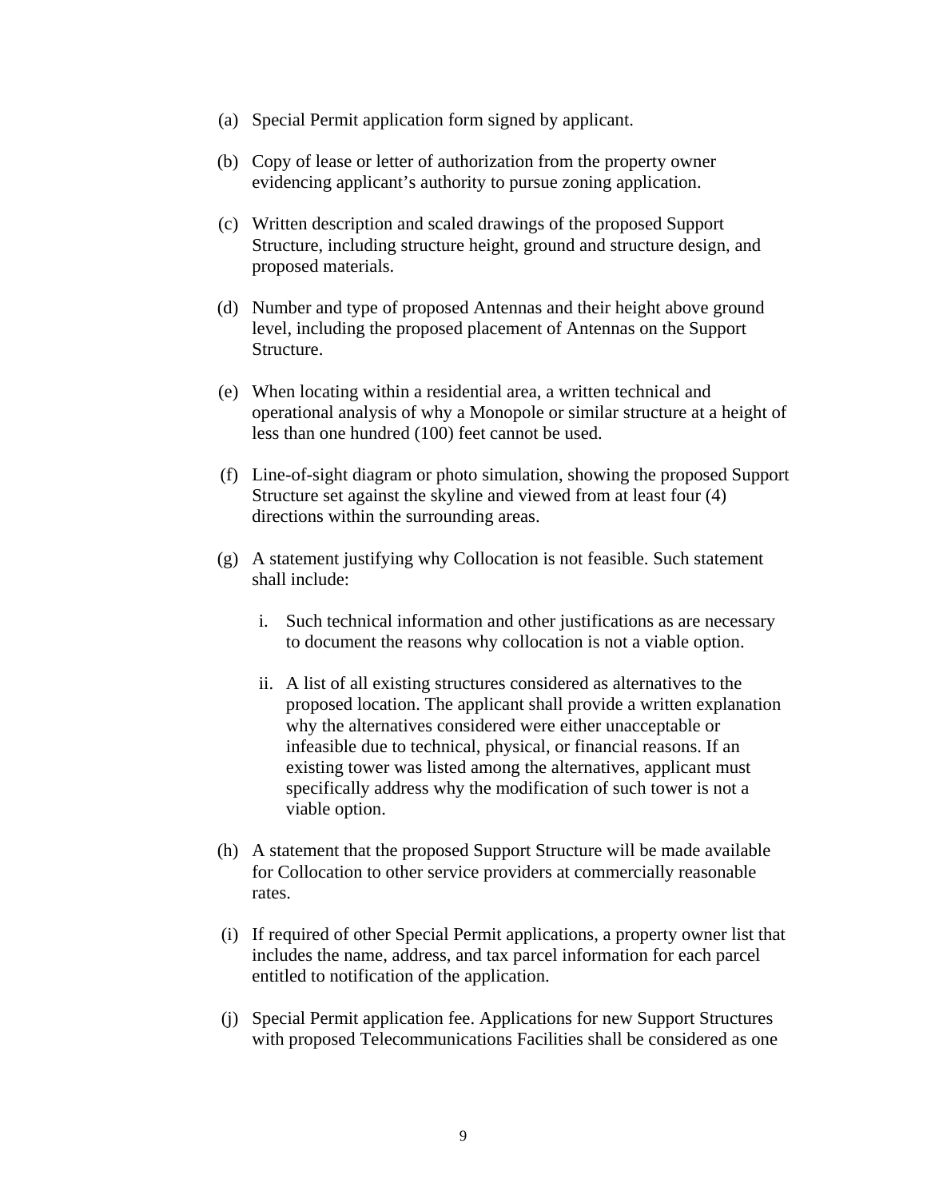(a) Special Permit application form signed by applicant.

(b) Copy of lease or letter of authorization from the property owner evidencing applicant's authority to pursue zoning application.

(c) Written description and scaled drawings of the proposed Support Structure, including structure height, ground and structure design, and proposed materials.

(d) Number and type of proposed Antennas and their height above ground level, including the proposed placement of Antennas on the Support Structure.

(e) When locating within a residential area, a written technical and operational analysis of why a Monopole or similar structure at a height of less than one hundred (100) feet cannot be used.

(f) Line-of-sight diagram or photo simulation, showing the proposed Support Structure set against the skyline and viewed from at least four (4) directions within the surrounding areas.

(g) A statement justifying why Collocation is not feasible. Such statement shall include:

   i. Such technical information and other justifications as are necessary to document the reasons why collocation is not a viable option.

   ii. A list of all existing structures considered as alternatives to the proposed location. The applicant shall provide a written explanation why the alternatives considered were either unacceptable or infeasible due to technical, physical, or financial reasons. If an existing tower was listed among the alternatives, applicant must specifically address why the modification of such tower is not a viable option.

(h) A statement that the proposed Support Structure will be made available for Collocation to other service providers at commercially reasonable rates.

(i) If required of other Special Permit applications, a property owner list that includes the name, address, and tax parcel information for each parcel entitled to notification of the application.

(j) Special Permit application fee. Applications for new Support Structures with proposed Telecommunications Facilities shall be considered as one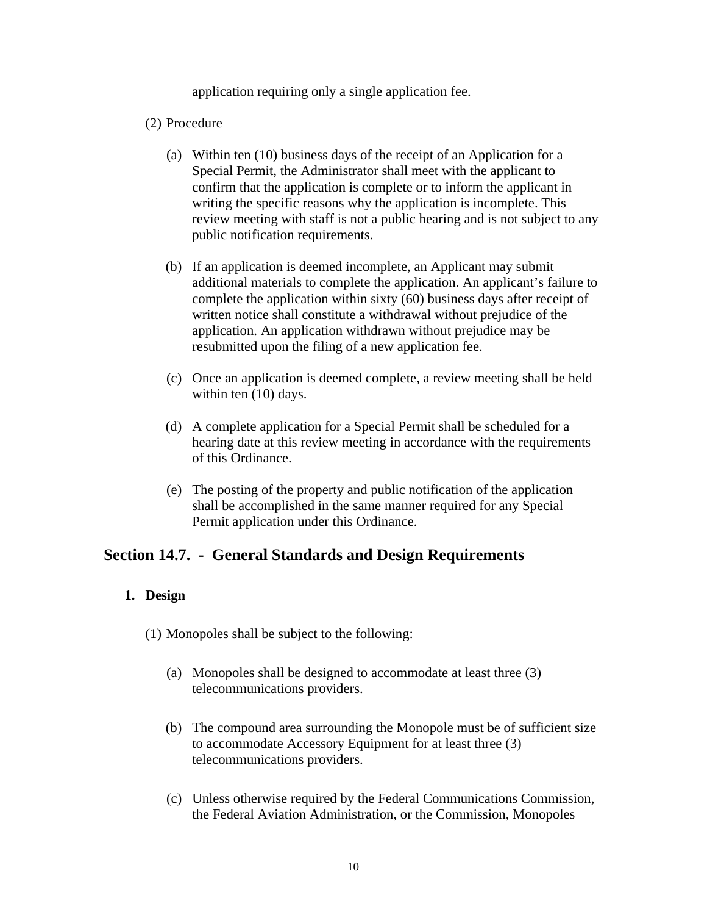application requiring only a single application fee.

(2) Procedure

(a) Within ten (10) business days of the receipt of an Application for a Special Permit, the Administrator shall meet with the applicant to confirm that the application is complete or to inform the applicant in writing the specific reasons why the application is incomplete. This review meeting with staff is not a public hearing and is not subject to any public notification requirements.

(b) If an application is deemed incomplete, an Applicant may submit additional materials to complete the application. An applicant's failure to complete the application within sixty (60) business days after receipt of written notice shall constitute a withdrawal without prejudice of the application. An application withdrawn without prejudice may be resubmitted upon the filing of a new application fee.

(c) Once an application is deemed complete, a review meeting shall be held within ten (10) days.

(d) A complete application for a Special Permit shall be scheduled for a hearing date at this review meeting in accordance with the requirements of this Ordinance.

(e) The posting of the property and public notification of the application shall be accomplished in the same manner required for any Special Permit application under this Ordinance.

## Section 14.7. - General Standards and Design Requirements

**1. Design**

(1) Monopoles shall be subject to the following:

(a) Monopoles shall be designed to accommodate at least three (3) telecommunications providers.

(b) The compound area surrounding the Monopole must be of sufficient size to accommodate Accessory Equipment for at least three (3) telecommunications providers.

(c) Unless otherwise required by the Federal Communications Commission, the Federal Aviation Administration, or the Commission, Monopoles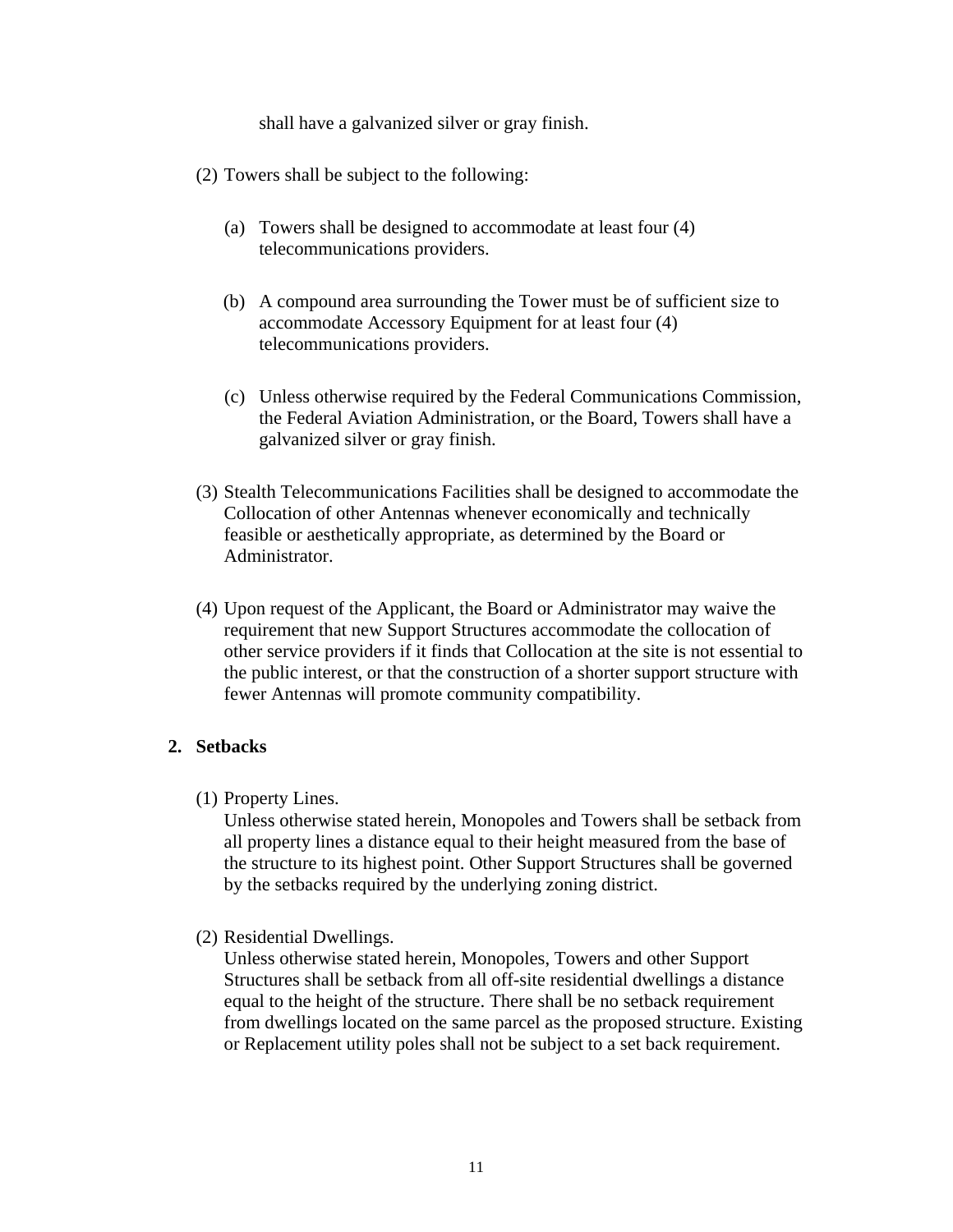shall have a galvanized silver or gray finish.

(2) Towers shall be subject to the following:

  (a) Towers shall be designed to accommodate at least four (4) telecommunications providers.

  (b) A compound area surrounding the Tower must be of sufficient size to accommodate Accessory Equipment for at least four (4) telecommunications providers.

  (c) Unless otherwise required by the Federal Communications Commission, the Federal Aviation Administration, or the Board, Towers shall have a galvanized silver or gray finish.

(3) Stealth Telecommunications Facilities shall be designed to accommodate the Collocation of other Antennas whenever economically and technically feasible or aesthetically appropriate, as determined by the Board or Administrator.

(4) Upon request of the Applicant, the Board or Administrator may waive the requirement that new Support Structures accommodate the collocation of other service providers if it finds that Collocation at the site is not essential to the public interest, or that the construction of a shorter support structure with fewer Antennas will promote community compatibility.

**2. Setbacks**

(1) Property Lines.
Unless otherwise stated herein, Monopoles and Towers shall be setback from all property lines a distance equal to their height measured from the base of the structure to its highest point. Other Support Structures shall be governed by the setbacks required by the underlying zoning district.

(2) Residential Dwellings.
Unless otherwise stated herein, Monopoles, Towers and other Support Structures shall be setback from all off-site residential dwellings a distance equal to the height of the structure. There shall be no setback requirement from dwellings located on the same parcel as the proposed structure. Existing or Replacement utility poles shall not be subject to a set back requirement.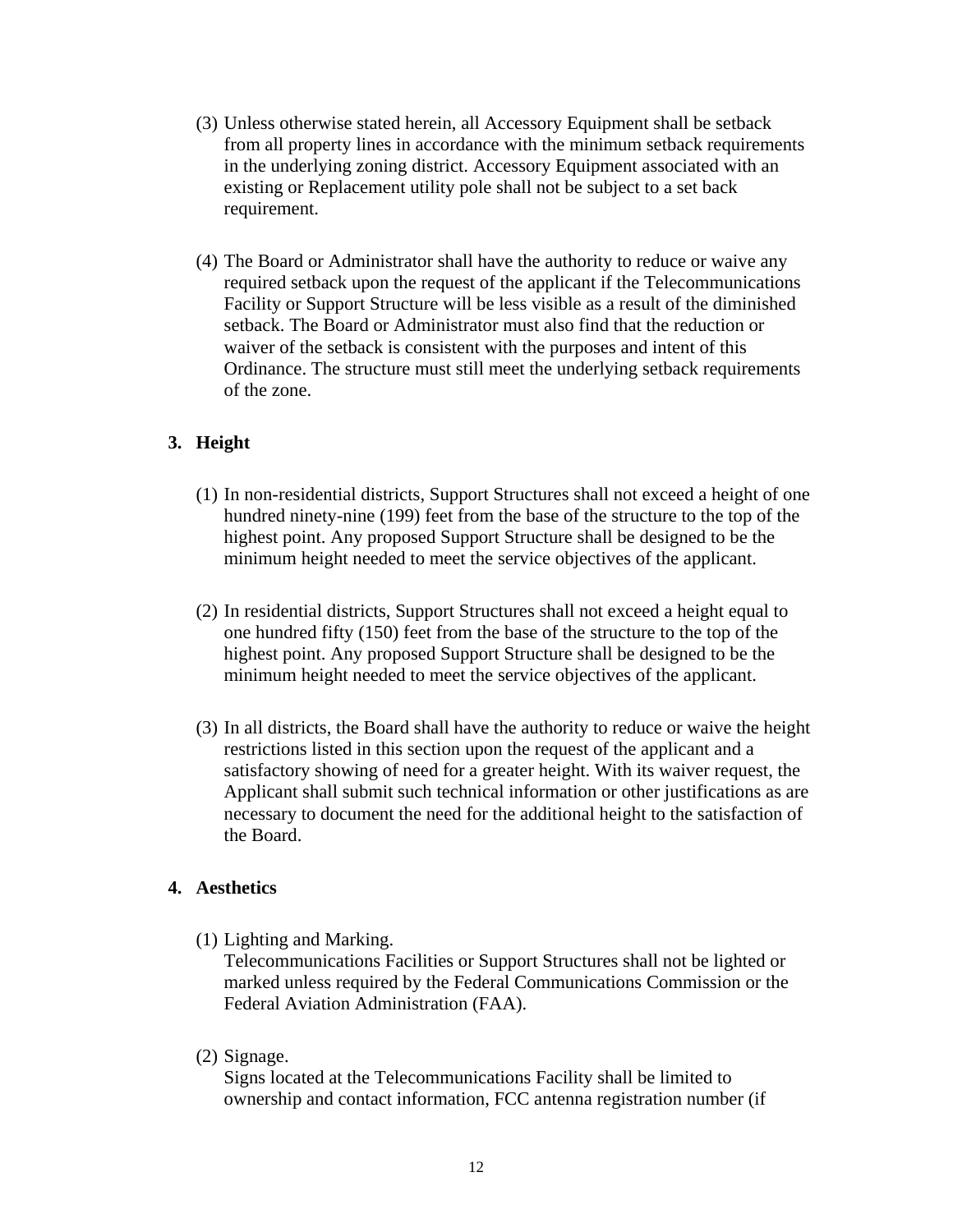(3) Unless otherwise stated herein, all Accessory Equipment shall be setback from all property lines in accordance with the minimum setback requirements in the underlying zoning district. Accessory Equipment associated with an existing or Replacement utility pole shall not be subject to a set back requirement.

(4) The Board or Administrator shall have the authority to reduce or waive any required setback upon the request of the applicant if the Telecommunications Facility or Support Structure will be less visible as a result of the diminished setback. The Board or Administrator must also find that the reduction or waiver of the setback is consistent with the purposes and intent of this Ordinance. The structure must still meet the underlying setback requirements of the zone.

**3. Height**

(1) In non-residential districts, Support Structures shall not exceed a height of one hundred ninety-nine (199) feet from the base of the structure to the top of the highest point. Any proposed Support Structure shall be designed to be the minimum height needed to meet the service objectives of the applicant.

(2) In residential districts, Support Structures shall not exceed a height equal to one hundred fifty (150) feet from the base of the structure to the top of the highest point. Any proposed Support Structure shall be designed to be the minimum height needed to meet the service objectives of the applicant.

(3) In all districts, the Board shall have the authority to reduce or waive the height restrictions listed in this section upon the request of the applicant and a satisfactory showing of need for a greater height. With its waiver request, the Applicant shall submit such technical information or other justifications as are necessary to document the need for the additional height to the satisfaction of the Board.

**4. Aesthetics**

(1) Lighting and Marking.
Telecommunications Facilities or Support Structures shall not be lighted or marked unless required by the Federal Communications Commission or the Federal Aviation Administration (FAA).

(2) Signage.
Signs located at the Telecommunications Facility shall be limited to ownership and contact information, FCC antenna registration number (if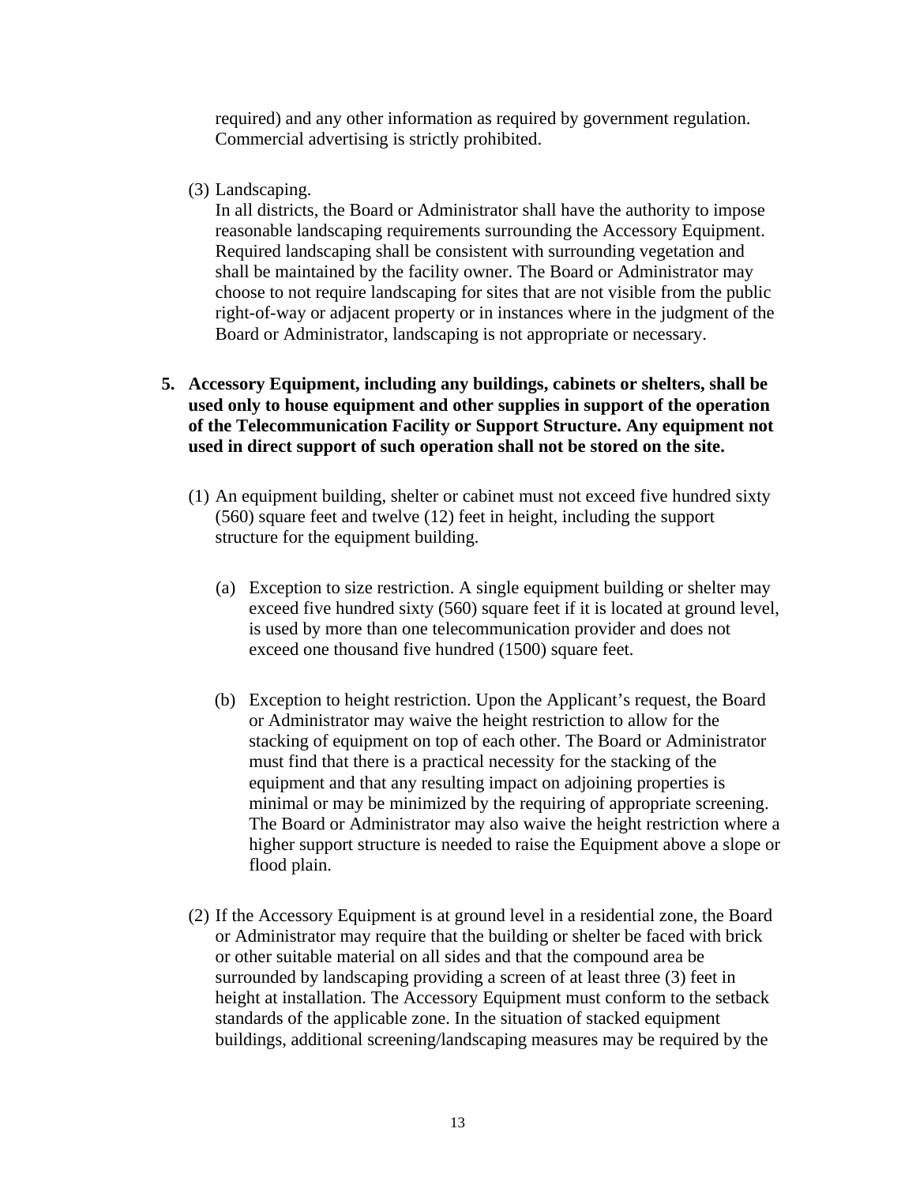required) and any other information as required by government regulation. Commercial advertising is strictly prohibited.

(3) Landscaping.
In all districts, the Board or Administrator shall have the authority to impose reasonable landscaping requirements surrounding the Accessory Equipment. Required landscaping shall be consistent with surrounding vegetation and shall be maintained by the facility owner. The Board or Administrator may choose to not require landscaping for sites that are not visible from the public right-of-way or adjacent property or in instances where in the judgment of the Board or Administrator, landscaping is not appropriate or necessary.

**5. Accessory Equipment, including any buildings, cabinets or shelters, shall be used only to house equipment and other supplies in support of the operation of the Telecommunication Facility or Support Structure. Any equipment not used in direct support of such operation shall not be stored on the site.**

(1) An equipment building, shelter or cabinet must not exceed five hundred sixty (560) square feet and twelve (12) feet in height, including the support structure for the equipment building.

(a) Exception to size restriction. A single equipment building or shelter may exceed five hundred sixty (560) square feet if it is located at ground level, is used by more than one telecommunication provider and does not exceed one thousand five hundred (1500) square feet.

(b) Exception to height restriction. Upon the Applicant's request, the Board or Administrator may waive the height restriction to allow for the stacking of equipment on top of each other. The Board or Administrator must find that there is a practical necessity for the stacking of the equipment and that any resulting impact on adjoining properties is minimal or may be minimized by the requiring of appropriate screening. The Board or Administrator may also waive the height restriction where a higher support structure is needed to raise the Equipment above a slope or flood plain.

(2) If the Accessory Equipment is at ground level in a residential zone, the Board or Administrator may require that the building or shelter be faced with brick or other suitable material on all sides and that the compound area be surrounded by landscaping providing a screen of at least three (3) feet in height at installation. The Accessory Equipment must conform to the setback standards of the applicable zone. In the situation of stacked equipment buildings, additional screening/landscaping measures may be required by the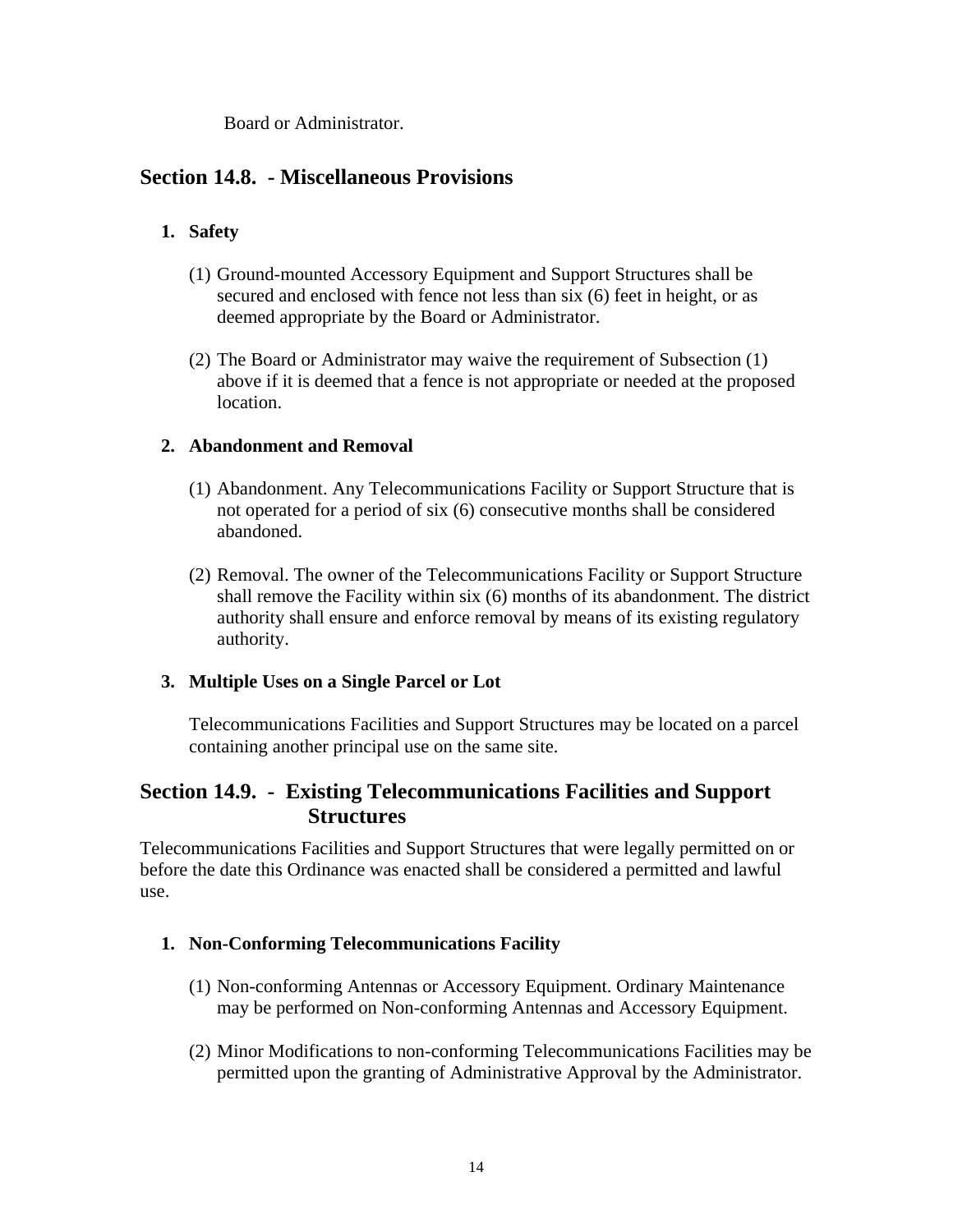Board or Administrator.

## Section 14.8. - Miscellaneous Provisions

1. **Safety**

   (1) Ground-mounted Accessory Equipment and Support Structures shall be secured and enclosed with fence not less than six (6) feet in height, or as deemed appropriate by the Board or Administrator.

   (2) The Board or Administrator may waive the requirement of Subsection (1) above if it is deemed that a fence is not appropriate or needed at the proposed location.

2. **Abandonment and Removal**

   (1) Abandonment. Any Telecommunications Facility or Support Structure that is not operated for a period of six (6) consecutive months shall be considered abandoned.

   (2) Removal. The owner of the Telecommunications Facility or Support Structure shall remove the Facility within six (6) months of its abandonment. The district authority shall ensure and enforce removal by means of its existing regulatory authority.

3. **Multiple Uses on a Single Parcel or Lot**

   Telecommunications Facilities and Support Structures may be located on a parcel containing another principal use on the same site.

## Section 14.9. - Existing Telecommunications Facilities and Support Structures

Telecommunications Facilities and Support Structures that were legally permitted on or before the date this Ordinance was enacted shall be considered a permitted and lawful use.

1. **Non-Conforming Telecommunications Facility**

   (1) Non-conforming Antennas or Accessory Equipment. Ordinary Maintenance may be performed on Non-conforming Antennas and Accessory Equipment.

   (2) Minor Modifications to non-conforming Telecommunications Facilities may be permitted upon the granting of Administrative Approval by the Administrator.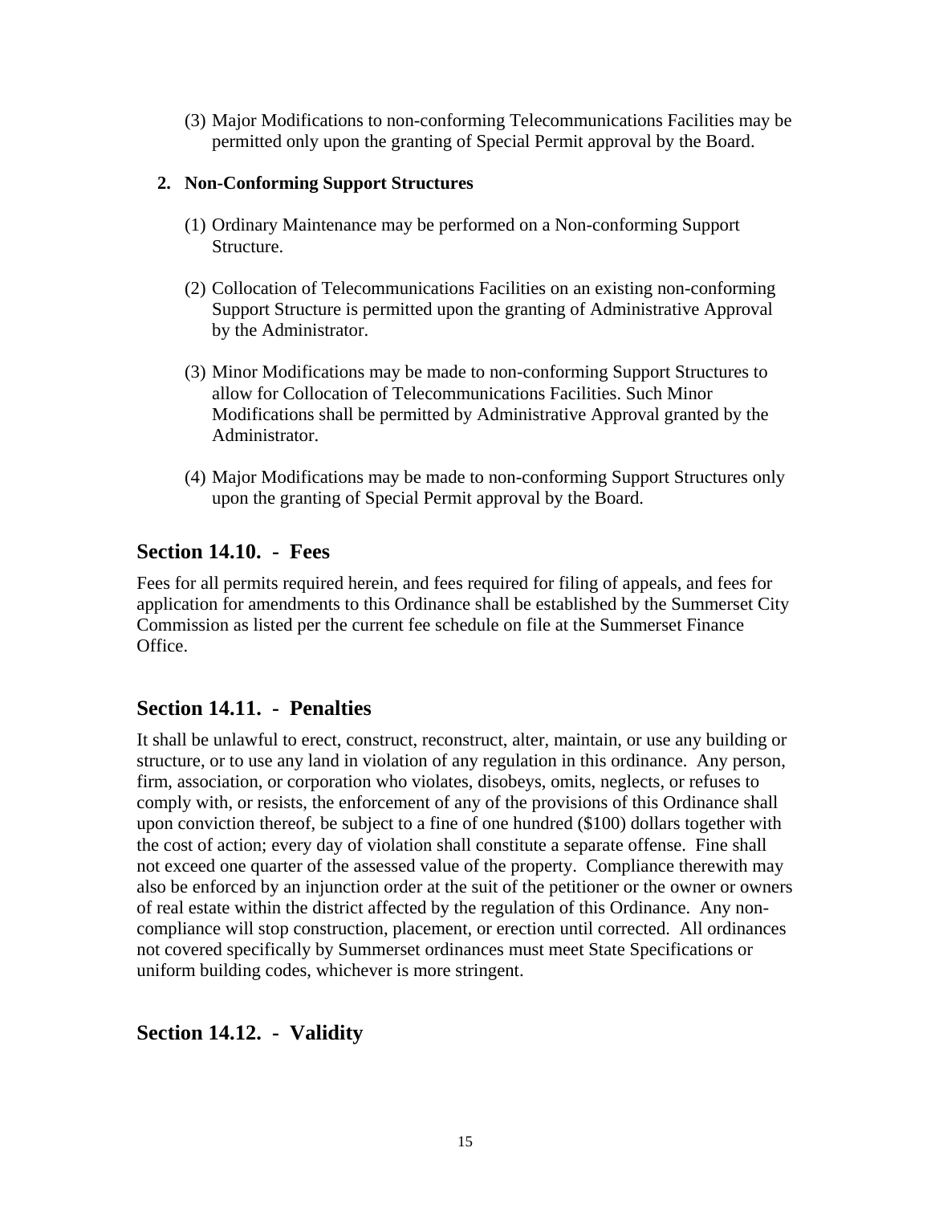(3) Major Modifications to non-conforming Telecommunications Facilities may be permitted only upon the granting of Special Permit approval by the Board.

**2. Non-Conforming Support Structures**

(1) Ordinary Maintenance may be performed on a Non-conforming Support Structure.

(2) Collocation of Telecommunications Facilities on an existing non-conforming Support Structure is permitted upon the granting of Administrative Approval by the Administrator.

(3) Minor Modifications may be made to non-conforming Support Structures to allow for Collocation of Telecommunications Facilities. Such Minor Modifications shall be permitted by Administrative Approval granted by the Administrator.

(4) Major Modifications may be made to non-conforming Support Structures only upon the granting of Special Permit approval by the Board.

## Section 14.10. - Fees

Fees for all permits required herein, and fees required for filing of appeals, and fees for application for amendments to this Ordinance shall be established by the Summerset City Commission as listed per the current fee schedule on file at the Summerset Finance Office.

## Section 14.11. - Penalties

It shall be unlawful to erect, construct, reconstruct, alter, maintain, or use any building or structure, or to use any land in violation of any regulation in this ordinance. Any person, firm, association, or corporation who violates, disobeys, omits, neglects, or refuses to comply with, or resists, the enforcement of any of the provisions of this Ordinance shall upon conviction thereof, be subject to a fine of one hundred ($100) dollars together with the cost of action; every day of violation shall constitute a separate offense. Fine shall not exceed one quarter of the assessed value of the property. Compliance therewith may also be enforced by an injunction order at the suit of the petitioner or the owner or owners of real estate within the district affected by the regulation of this Ordinance. Any non-compliance will stop construction, placement, or erection until corrected. All ordinances not covered specifically by Summerset ordinances must meet State Specifications or uniform building codes, whichever is more stringent.

## Section 14.12. - Validity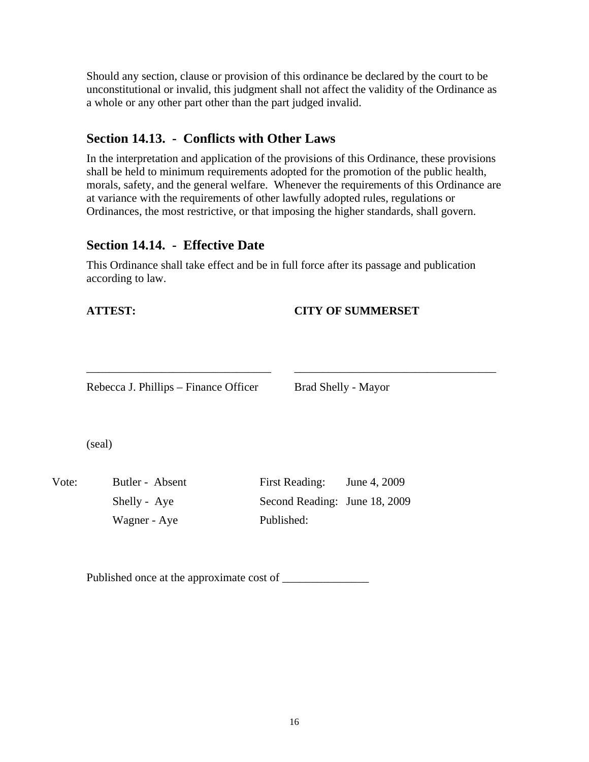Should any section, clause or provision of this ordinance be declared by the court to be unconstitutional or invalid, this judgment shall not affect the validity of the Ordinance as a whole or any other part other than the part judged invalid.

## Section 14.13. - Conflicts with Other Laws

In the interpretation and application of the provisions of this Ordinance, these provisions shall be held to minimum requirements adopted for the promotion of the public health, morals, safety, and the general welfare. Whenever the requirements of this Ordinance are at variance with the requirements of other lawfully adopted rules, regulations or Ordinances, the most restrictive, or that imposing the higher standards, shall govern.

## Section 14.14. - Effective Date

This Ordinance shall take effect and be in full force after its passage and publication according to law.

| **ATTEST:** | **CITY OF SUMMERSET** |
|---|---|
| ________________________________ | ___________________________________ |
| Rebecca J. Phillips – Finance Officer | Brad Shelly - Mayor |

(seal)

| Vote: | | | |
|---|---|---|---|
| | Butler - Absent | First Reading: | June 4, 2009 |
| | Shelly - Aye | Second Reading: | June 18, 2009 |
| | Wagner - Aye | Published: | |

Published once at the approximate cost of _______________